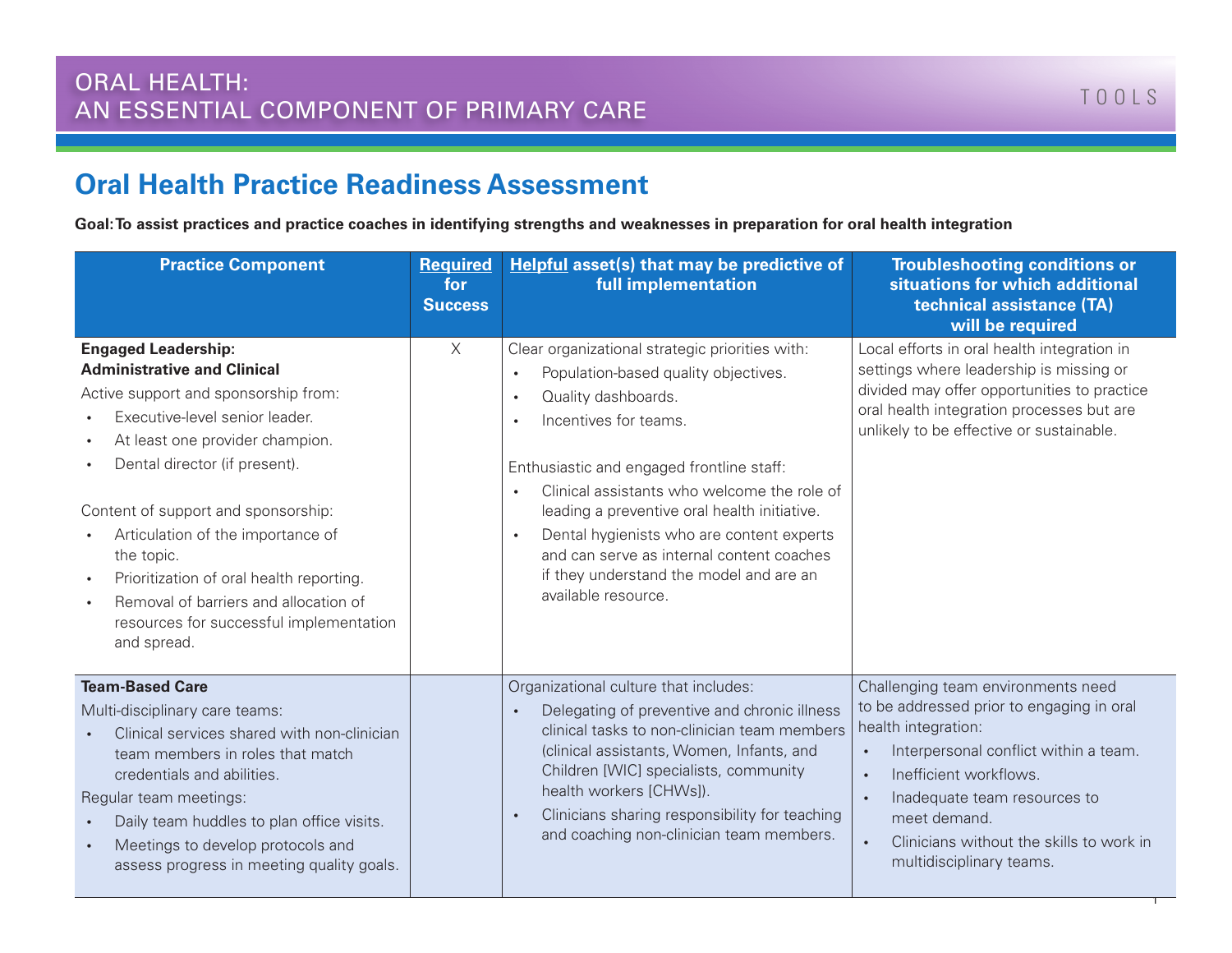ORAL HEALTH:
AN ESSENTIAL COMPONENT OF PRIMARY CARE

TOOLS

# Oral Health Practice Readiness Assessment

**Goal: To assist practices and practice coaches in identifying strengths and weaknesses in preparation for oral health integration**

| Practice Component | Required for Success | Helpful asset(s) that may be predictive of full implementation | Troubleshooting conditions or situations for which additional technical assistance (TA) will be required |
|---|---|---|---|
| **Engaged Leadership: Administrative and Clinical**<br>Active support and sponsorship from:<br>• Executive-level senior leader.<br>• At least one provider champion.<br>• Dental director (if present).<br><br>Content of support and sponsorship:<br>• Articulation of the importance of the topic.<br>• Prioritization of oral health reporting.<br>• Removal of barriers and allocation of resources for successful implementation and spread. | X | Clear organizational strategic priorities with:<br>• Population-based quality objectives.<br>• Quality dashboards.<br>• Incentives for teams.<br><br>Enthusiastic and engaged frontline staff:<br>• Clinical assistants who welcome the role of leading a preventive oral health initiative.<br>• Dental hygienists who are content experts and can serve as internal content coaches if they understand the model and are an available resource. | Local efforts in oral health integration in settings where leadership is missing or divided may offer opportunities to practice oral health integration processes but are unlikely to be effective or sustainable. |
| **Team-Based Care**<br>Multi-disciplinary care teams:<br>• Clinical services shared with non-clinician team members in roles that match credentials and abilities.<br>Regular team meetings:<br>• Daily team huddles to plan office visits.<br>• Meetings to develop protocols and assess progress in meeting quality goals. | | Organizational culture that includes:<br>• Delegating of preventive and chronic illness clinical tasks to non-clinician team members (clinical assistants, Women, Infants, and Children [WIC] specialists, community health workers [CHWs]).<br>• Clinicians sharing responsibility for teaching and coaching non-clinician team members. | Challenging team environments need to be addressed prior to engaging in oral health integration:<br>• Interpersonal conflict within a team.<br>• Inefficient workflows.<br>• Inadequate team resources to meet demand.<br>• Clinicians without the skills to work in multidisciplinary teams. |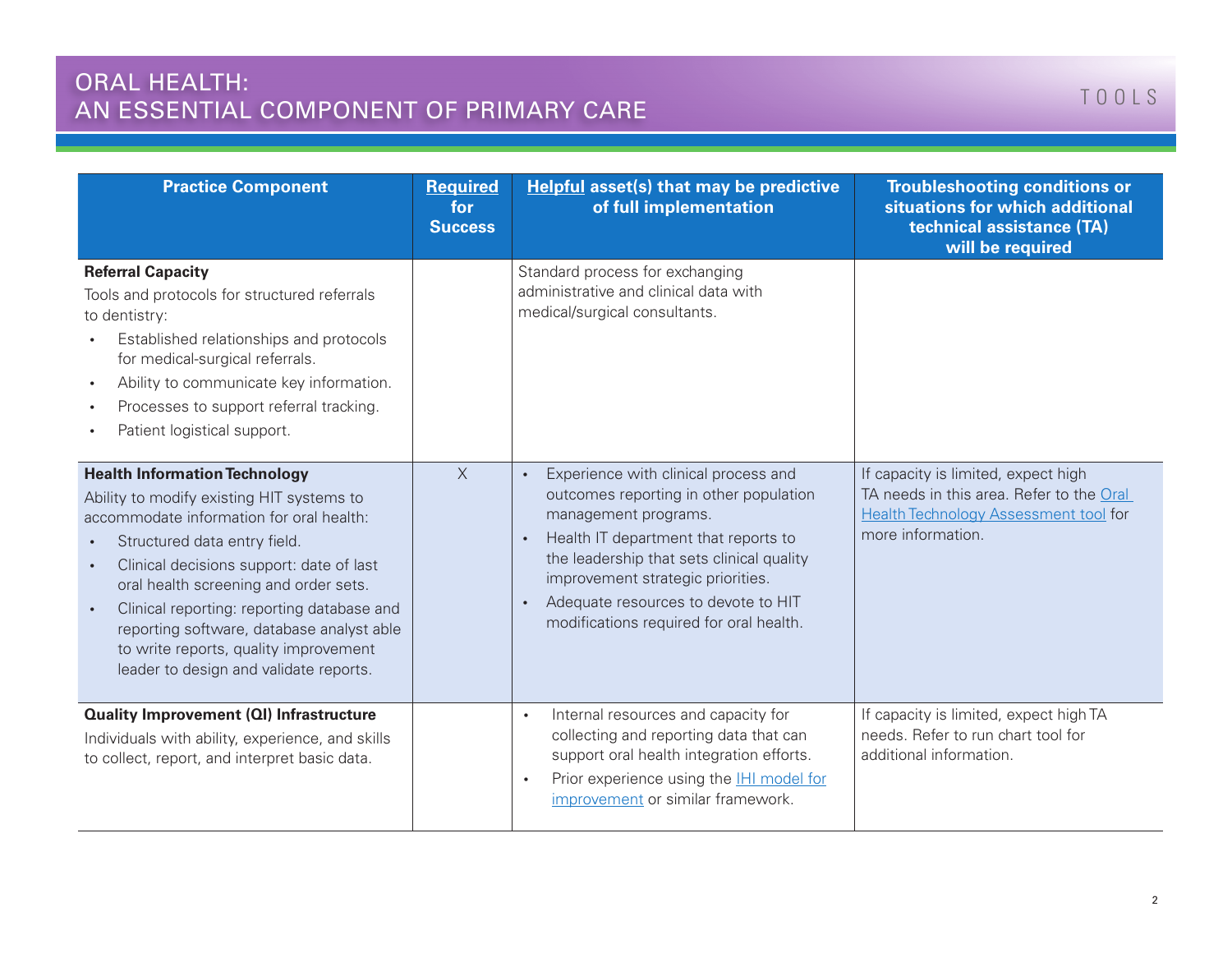| Practice Component | **Required** for Success | **Helpful** asset(s) that may be predictive of full implementation | Troubleshooting conditions or situations for which additional technical assistance (TA) will be required |
|---|---|---|---|
| **Referral Capacity**<br>Tools and protocols for structured referrals to dentistry:<br>• Established relationships and protocols for medical-surgical referrals.<br>• Ability to communicate key information.<br>• Processes to support referral tracking.<br>• Patient logistical support. | | Standard process for exchanging administrative and clinical data with medical/surgical consultants. | |
| **Health Information Technology**<br>Ability to modify existing HIT systems to accommodate information for oral health:<br>• Structured data entry field.<br>• Clinical decisions support: date of last oral health screening and order sets.<br>• Clinical reporting: reporting database and reporting software, database analyst able to write reports, quality improvement leader to design and validate reports. | X | • Experience with clinical process and outcomes reporting in other population management programs.<br>• Health IT department that reports to the leadership that sets clinical quality improvement strategic priorities.<br>• Adequate resources to devote to HIT modifications required for oral health. | If capacity is limited, expect high TA needs in this area. Refer to the Oral Health Technology Assessment tool for more information. |
| **Quality Improvement (QI) Infrastructure**<br>Individuals with ability, experience, and skills to collect, report, and interpret basic data. | | • Internal resources and capacity for collecting and reporting data that can support oral health integration efforts.<br>• Prior experience using the IHI model for improvement or similar framework. | If capacity is limited, expect high TA needs. Refer to run chart tool for additional information. |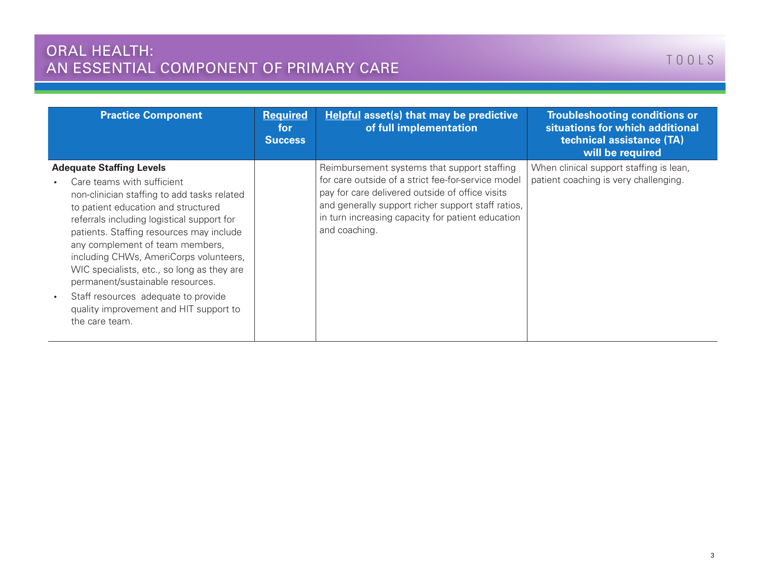| Practice Component | Required for Success | Helpful asset(s) that may be predictive of full implementation | Troubleshooting conditions or situations for which additional technical assistance (TA) will be required |
|---|---|---|---|
| **Adequate Staffing Levels**<br>• Care teams with sufficient non-clinician staffing to add tasks related to patient education and structured referrals including logistical support for patients. Staffing resources may include any complement of team members, including CHWs, AmeriCorps volunteers, WIC specialists, etc., so long as they are permanent/sustainable resources.<br>• Staff resources adequate to provide quality improvement and HIT support to the care team. | | Reimbursement systems that support staffing for care outside of a strict fee-for-service model pay for care delivered outside of office visits and generally support richer support staff ratios, in turn increasing capacity for patient education and coaching. | When clinical support staffing is lean, patient coaching is very challenging. |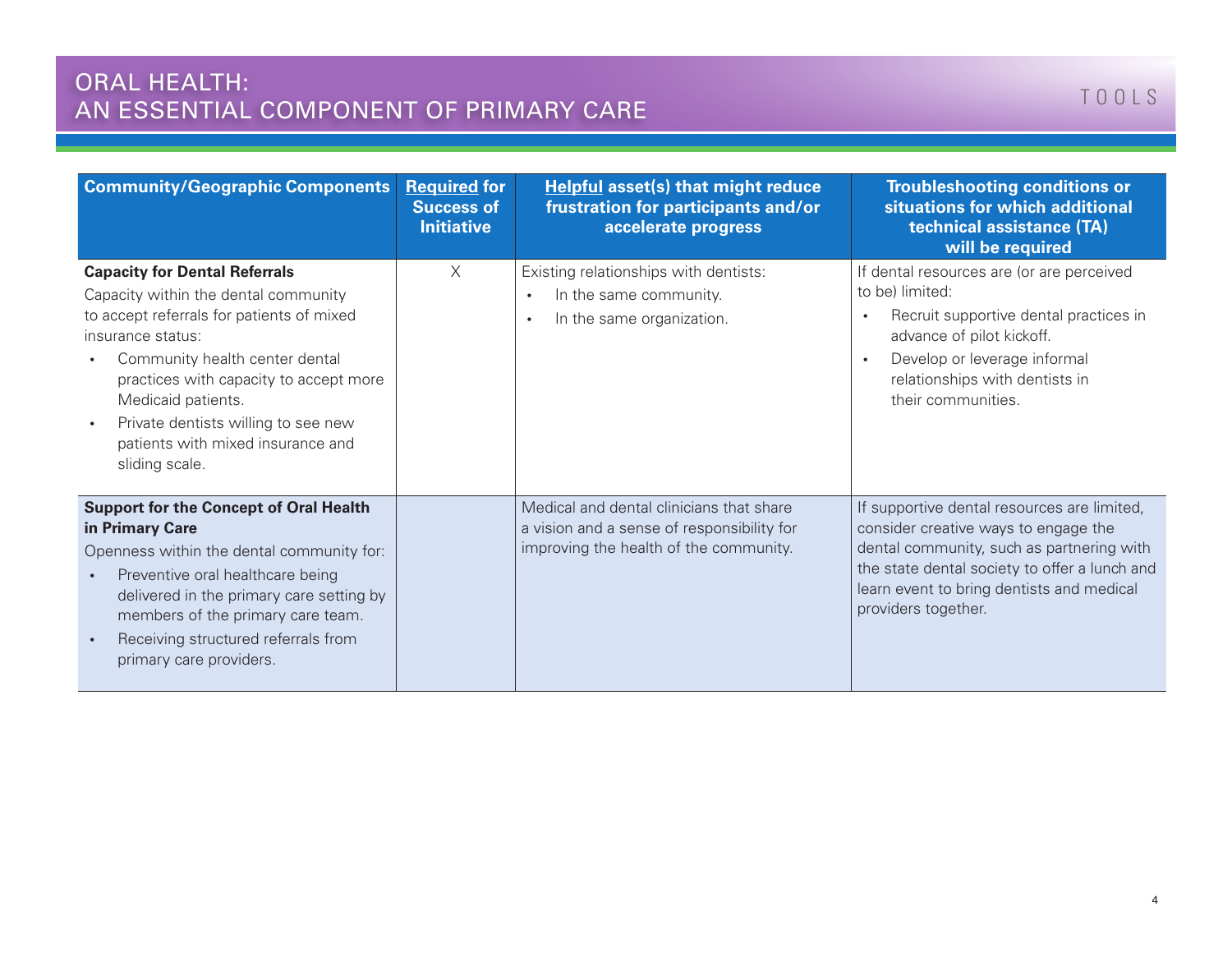| Community/Geographic Components | Required for Success of Initiative | Helpful asset(s) that might reduce frustration for participants and/or accelerate progress | Troubleshooting conditions or situations for which additional technical assistance (TA) will be required |
|---|---|---|---|
| **Capacity for Dental Referrals**<br>Capacity within the dental community to accept referrals for patients of mixed insurance status:<br>• Community health center dental practices with capacity to accept more Medicaid patients.<br>• Private dentists willing to see new patients with mixed insurance and sliding scale. | X | Existing relationships with dentists:<br>• In the same community.<br>• In the same organization. | If dental resources are (or are perceived to be) limited:<br>• Recruit supportive dental practices in advance of pilot kickoff.<br>• Develop or leverage informal relationships with dentists in their communities. |
| **Support for the Concept of Oral Health in Primary Care**<br>Openness within the dental community for:<br>• Preventive oral healthcare being delivered in the primary care setting by members of the primary care team.<br>• Receiving structured referrals from primary care providers. | | Medical and dental clinicians that share a vision and a sense of responsibility for improving the health of the community. | If supportive dental resources are limited, consider creative ways to engage the dental community, such as partnering with the state dental society to offer a lunch and learn event to bring dentists and medical providers together. |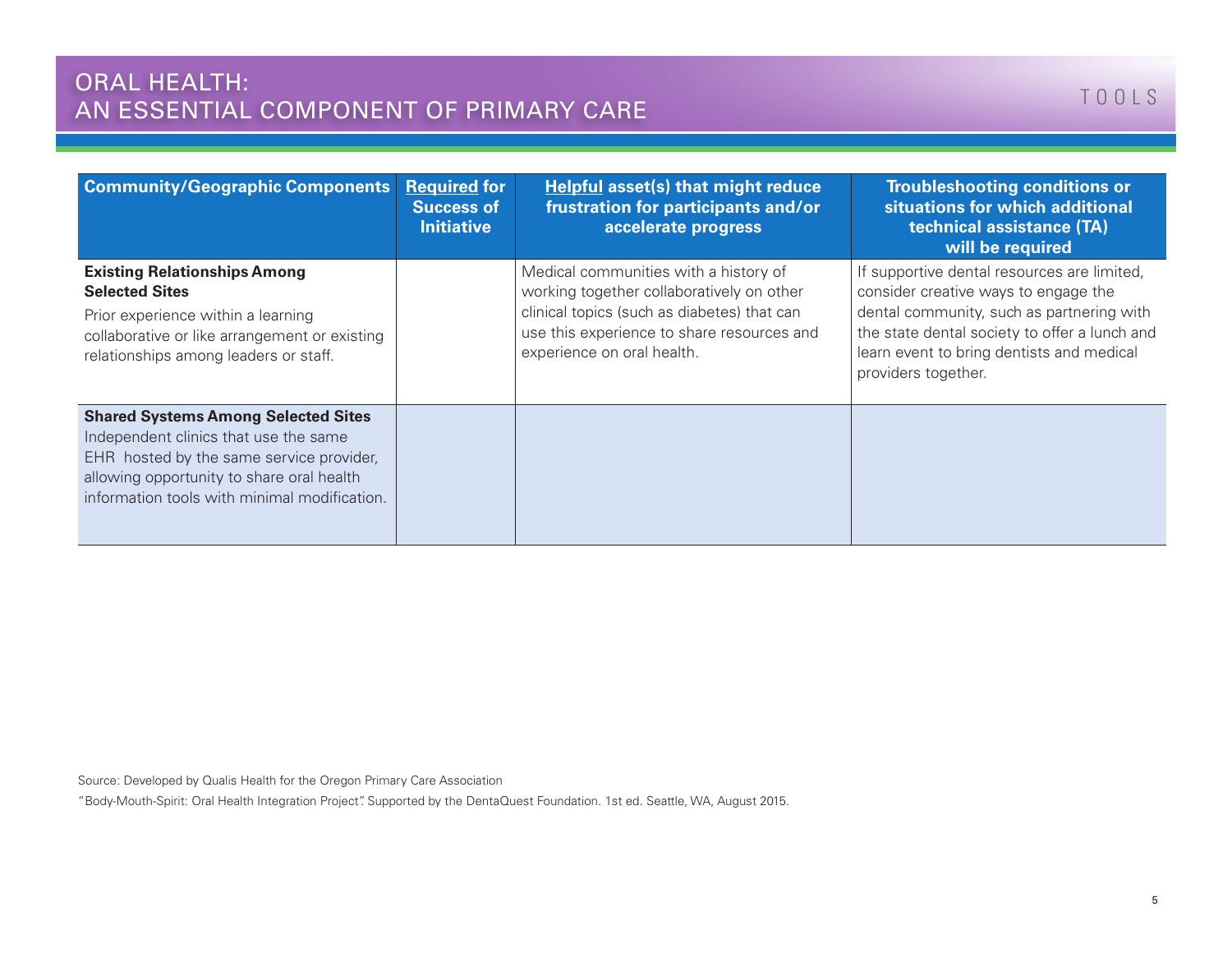| Community/Geographic Components | Required for Success of Initiative | Helpful asset(s) that might reduce frustration for participants and/or accelerate progress | Troubleshooting conditions or situations for which additional technical assistance (TA) will be required |
|---|---|---|---|
| **Existing Relationships Among Selected Sites** Prior experience within a learning collaborative or like arrangement or existing relationships among leaders or staff. | | Medical communities with a history of working together collaboratively on other clinical topics (such as diabetes) that can use this experience to share resources and experience on oral health. | If supportive dental resources are limited, consider creative ways to engage the dental community, such as partnering with the state dental society to offer a lunch and learn event to bring dentists and medical providers together. |
| **Shared Systems Among Selected Sites** Independent clinics that use the same EHR hosted by the same service provider, allowing opportunity to share oral health information tools with minimal modification. | | | |

Source: Developed by Qualis Health for the Oregon Primary Care Association

"Body-Mouth-Spirit: Oral Health Integration Project". Supported by the DentaQuest Foundation. 1st ed. Seattle, WA, August 2015.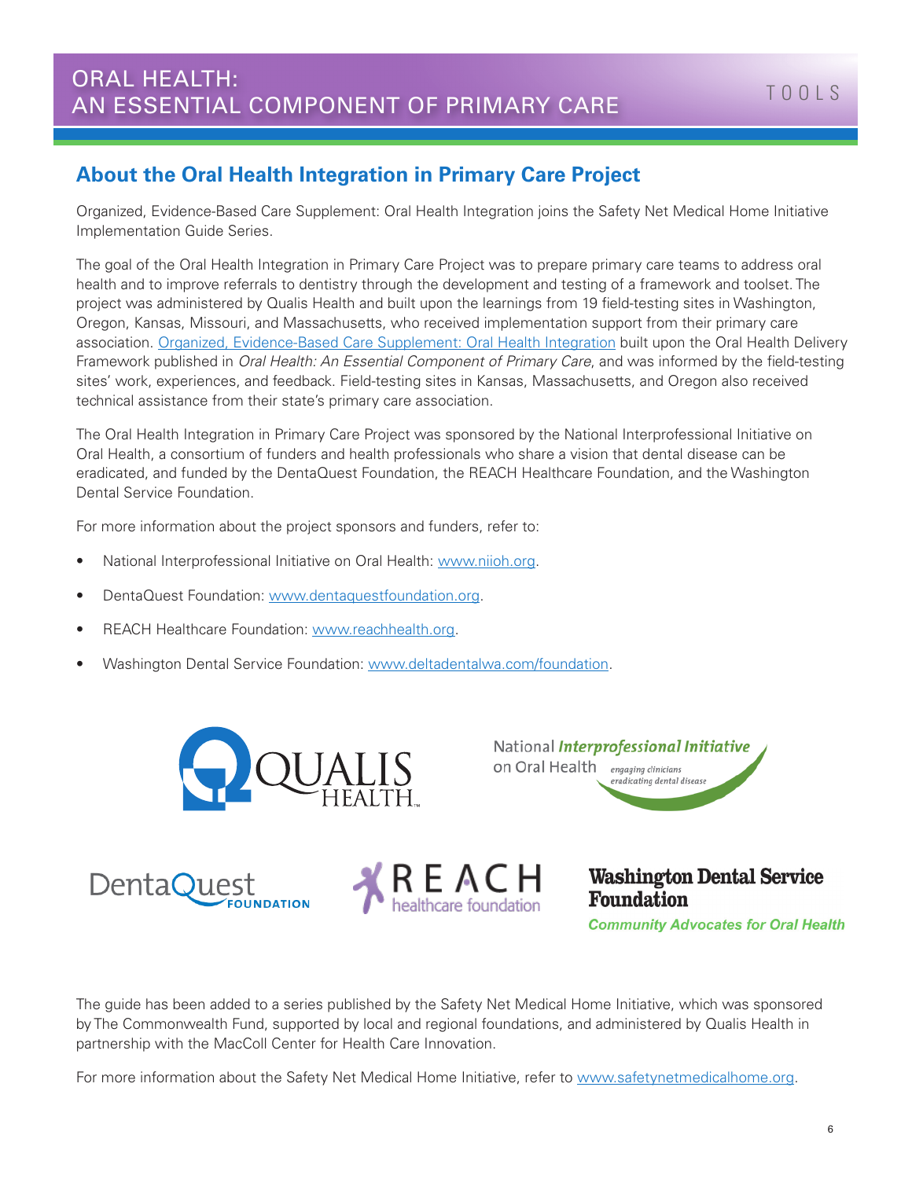## About the Oral Health Integration in Primary Care Project

Organized, Evidence-Based Care Supplement: Oral Health Integration joins the Safety Net Medical Home Initiative Implementation Guide Series.

The goal of the Oral Health Integration in Primary Care Project was to prepare primary care teams to address oral health and to improve referrals to dentistry through the development and testing of a framework and toolset. The project was administered by Qualis Health and built upon the learnings from 19 field-testing sites in Washington, Oregon, Kansas, Missouri, and Massachusetts, who received implementation support from their primary care association. Organized, Evidence-Based Care Supplement: Oral Health Integration built upon the Oral Health Delivery Framework published in *Oral Health: An Essential Component of Primary Care*, and was informed by the field-testing sites' work, experiences, and feedback. Field-testing sites in Kansas, Massachusetts, and Oregon also received technical assistance from their state's primary care association.

The Oral Health Integration in Primary Care Project was sponsored by the National Interprofessional Initiative on Oral Health, a consortium of funders and health professionals who share a vision that dental disease can be eradicated, and funded by the DentaQuest Foundation, the REACH Healthcare Foundation, and the Washington Dental Service Foundation.

For more information about the project sponsors and funders, refer to:

- National Interprofessional Initiative on Oral Health: www.niioh.org.
- DentaQuest Foundation: www.dentaquestfoundation.org.
- REACH Healthcare Foundation: www.reachhealth.org.
- Washington Dental Service Foundation: www.deltadentalwa.com/foundation.

QUALIS HEALTH

National *Interprofessional Initiative* on Oral Health *engaging clinicians eradicating dental disease*

DentaQuest FOUNDATION

REACH healthcare foundation

**Washington Dental Service Foundation**
***Community Advocates for Oral Health***

The guide has been added to a series published by the Safety Net Medical Home Initiative, which was sponsored by The Commonwealth Fund, supported by local and regional foundations, and administered by Qualis Health in partnership with the MacColl Center for Health Care Innovation.

For more information about the Safety Net Medical Home Initiative, refer to www.safetynetmedicalhome.org.